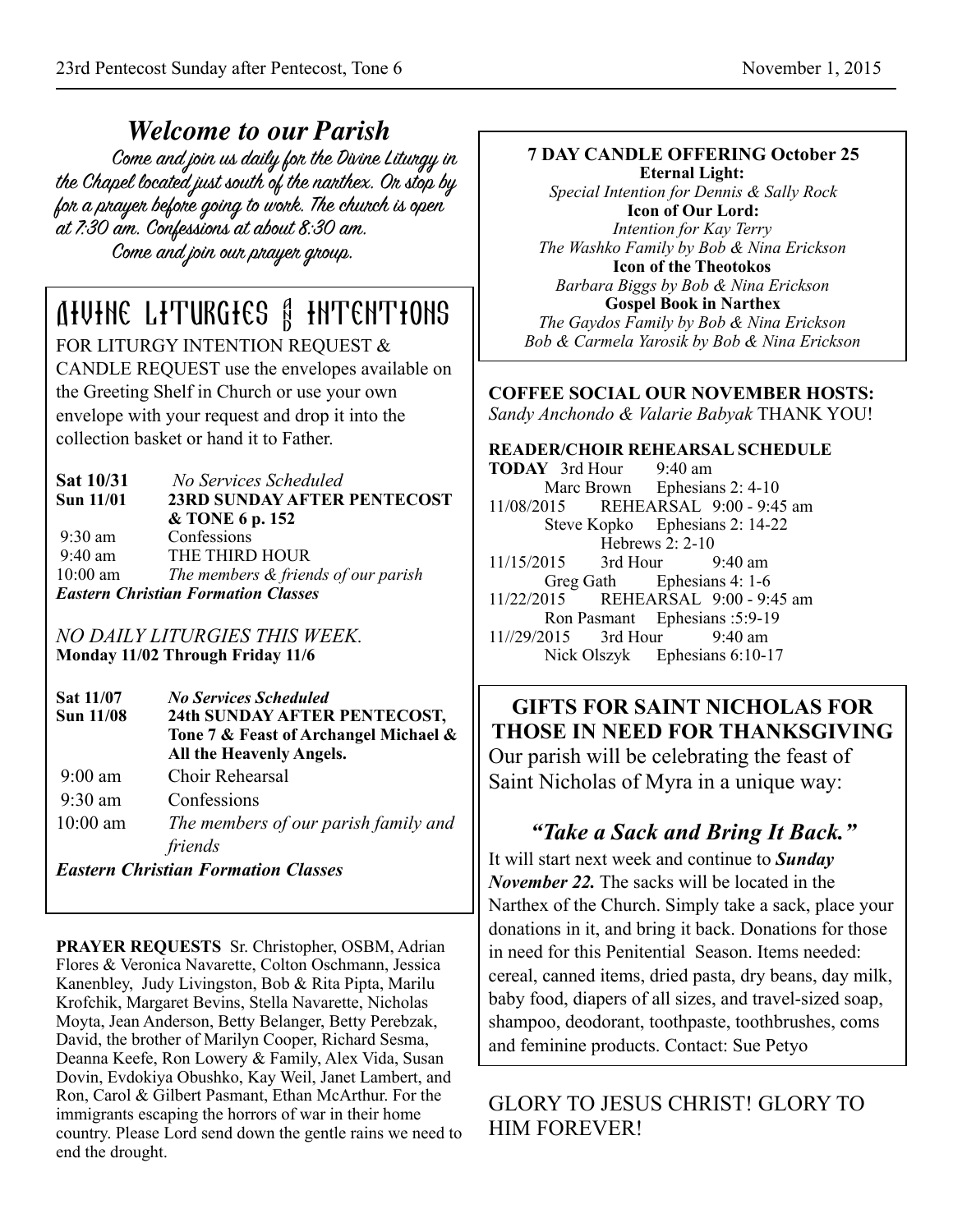# *Welcome to our Parish*

Come and join us daily for the Divine Liturgy in the Chapel located just south of the narthex. Or stop by for a prayer before going to work. The church is open at 7:30 am. Confessions at about 8:30 am.

Come and join our prayer group.

## DIVINE LITURGIES AND INTENTIONS

FOR LITURGY INTENTION REQUEST & CANDLE REQUEST use the envelopes available on the Greeting Shelf in Church or use your own envelope with your request and drop it into the collection basket or hand it to Father.

**Sat 10/31** *No Services Scheduled*

**Sun 11/01** **23RD SUNDAY AFTER PENTECOST & TONE 6 p. 152**

9:30 am Confessions

9:40 am THE THIRD HOUR

10:00 am *The members & friends of our parish*

***Eastern Christian Formation Classes***

*NO DAILY LITURGIES THIS WEEK.*

**Monday 11/02 Through Friday 11/6**

**Sat 11/07** ***No Services Scheduled***

**Sun 11/08** **24th SUNDAY AFTER PENTECOST, Tone 7 & Feast of Archangel Michael & All the Heavenly Angels.**

9:00 am Choir Rehearsal

9:30 am Confessions

10:00 am *The members of our parish family and friends*

***Eastern Christian Formation Classes***

**PRAYER REQUESTS** Sr. Christopher, OSBM, Adrian Flores & Veronica Navarette, Colton Oschmann, Jessica Kanenbley, Judy Livingston, Bob & Rita Pipta, Marilu Krofchik, Margaret Bevins, Stella Navarette, Nicholas Moyta, Jean Anderson, Betty Belanger, Betty Perebzak, David, the brother of Marilyn Cooper, Richard Sesma, Deanna Keefe, Ron Lowery & Family, Alex Vida, Susan Dovin, Evdokiya Obushko, Kay Weil, Janet Lambert, and Ron, Carol & Gilbert Pasmant, Ethan McArthur. For the immigrants escaping the horrors of war in their home country. Please Lord send down the gentle rains we need to end the drought.

**7 DAY CANDLE OFFERING October 25**

**Eternal Light:**
*Special Intention for Dennis & Sally Rock*

**Icon of Our Lord:**
*Intention for Kay Terry*
*The Washko Family by Bob & Nina Erickson*

**Icon of the Theotokos**
*Barbara Biggs by Bob & Nina Erickson*

**Gospel Book in Narthex**
*The Gaydos Family by Bob & Nina Erickson*
*Bob & Carmela Yarosik by Bob & Nina Erickson*

**COFFEE SOCIAL OUR NOVEMBER HOSTS:**
*Sandy Anchondo & Valarie Babyak* THANK YOU!

**READER/CHOIR REHEARSAL SCHEDULE**

**TODAY** 3rd Hour 9:40 am
Marc Brown Ephesians 2: 4-10

11/08/2015 REHEARSAL 9:00 - 9:45 am
Steve Kopko Ephesians 2: 14-22
Hebrews 2: 2-10

11/15/2015 3rd Hour 9:40 am
Greg Gath Ephesians 4: 1-6

11/22/2015 REHEARSAL 9:00 - 9:45 am
Ron Pasmant Ephesians :5:9-19

11//29/2015 3rd Hour 9:40 am
Nick Olszyk Ephesians 6:10-17

## GIFTS FOR SAINT NICHOLAS FOR THOSE IN NEED FOR THANKSGIVING

Our parish will be celebrating the feast of Saint Nicholas of Myra in a unique way:

### *"Take a Sack and Bring It Back."*

It will start next week and continue to ***Sunday November 22.*** The sacks will be located in the Narthex of the Church. Simply take a sack, place your donations in it, and bring it back. Donations for those in need for this Penitential Season. Items needed: cereal, canned items, dried pasta, dry beans, day milk, baby food, diapers of all sizes, and travel-sized soap, shampoo, deodorant, toothpaste, toothbrushes, coms and feminine products. Contact: Sue Petyo

GLORY TO JESUS CHRIST! GLORY TO HIM FOREVER!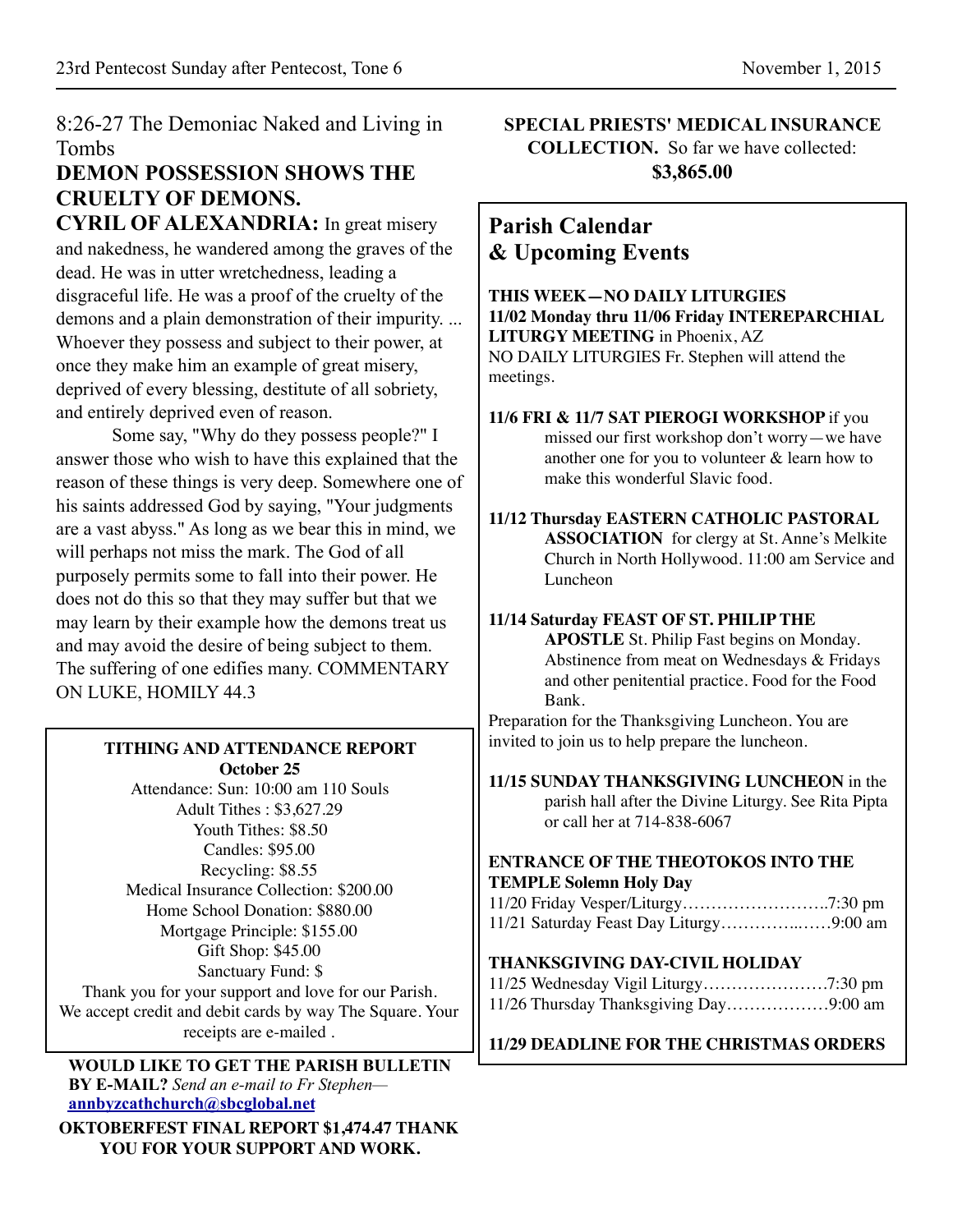8:26-27 The Demoniac Naked and Living in Tombs

**DEMON POSSESSION SHOWS THE CRUELTY OF DEMONS.**

**CYRIL OF ALEXANDRIA:** In great misery and nakedness, he wandered among the graves of the dead. He was in utter wretchedness, leading a disgraceful life. He was a proof of the cruelty of the demons and a plain demonstration of their impurity. ... Whoever they possess and subject to their power, at once they make him an example of great misery, deprived of every blessing, destitute of all sobriety, and entirely deprived even of reason.

Some say, "Why do they possess people?" I answer those who wish to have this explained that the reason of these things is very deep. Somewhere one of his saints addressed God by saying, "Your judgments are a vast abyss." As long as we bear this in mind, we will perhaps not miss the mark. The God of all purposely permits some to fall into their power. He does not do this so that they may suffer but that we may learn by their example how the demons treat us and may avoid the desire of being subject to them. The suffering of one edifies many. COMMENTARY ON LUKE, HOMILY 44.3

**TITHING AND ATTENDANCE REPORT**
**October 25**

Attendance: Sun: 10:00 am 110 Souls
Adult Tithes : $3,627.29
Youth Tithes: $8.50
Candles: $95.00
Recycling: $8.55
Medical Insurance Collection: $200.00
Home School Donation: $880.00
Mortgage Principle: $155.00
Gift Shop: $45.00
Sanctuary Fund: $

Thank you for your support and love for our Parish. We accept credit and debit cards by way The Square. Your receipts are e-mailed .

**WOULD LIKE TO GET THE PARISH BULLETIN BY E-MAIL?** *Send an e-mail to Fr Stephen—* **annbyzcathchurch@sbcglobal.net**

**OKTOBERFEST FINAL REPORT $1,474.47 THANK YOU FOR YOUR SUPPORT AND WORK.**

**SPECIAL PRIESTS' MEDICAL INSURANCE COLLECTION.** So far we have collected: **$3,865.00**

## Parish Calendar & Upcoming Events

**THIS WEEK—NO DAILY LITURGIES**
**11/02 Monday thru 11/06 Friday INTEREPARCHIAL LITURGY MEETING** in Phoenix, AZ
NO DAILY LITURGIES Fr. Stephen will attend the meetings.

**11/6 FRI & 11/7 SAT PIEROGI WORKSHOP** if you missed our first workshop don't worry—we have another one for you to volunteer & learn how to make this wonderful Slavic food.

**11/12 Thursday EASTERN CATHOLIC PASTORAL ASSOCIATION** for clergy at St. Anne's Melkite Church in North Hollywood. 11:00 am Service and Luncheon

**11/14 Saturday FEAST OF ST. PHILIP THE APOSTLE** St. Philip Fast begins on Monday. Abstinence from meat on Wednesdays & Fridays and other penitential practice. Food for the Food Bank.

Preparation for the Thanksgiving Luncheon. You are invited to join us to help prepare the luncheon.

**11/15 SUNDAY THANKSGIVING LUNCHEON** in the parish hall after the Divine Liturgy. See Rita Pipta or call her at 714-838-6067

**ENTRANCE OF THE THEOTOKOS INTO THE TEMPLE Solemn Holy Day**
11/20 Friday Vesper/Liturgy……………………..7:30 pm
11/21 Saturday Feast Day Liturgy…………..……9:00 am

**THANKSGIVING DAY-CIVIL HOLIDAY**
11/25 Wednesday Vigil Liturgy…………………7:30 pm
11/26 Thursday Thanksgiving Day………………9:00 am

**11/29 DEADLINE FOR THE CHRISTMAS ORDERS**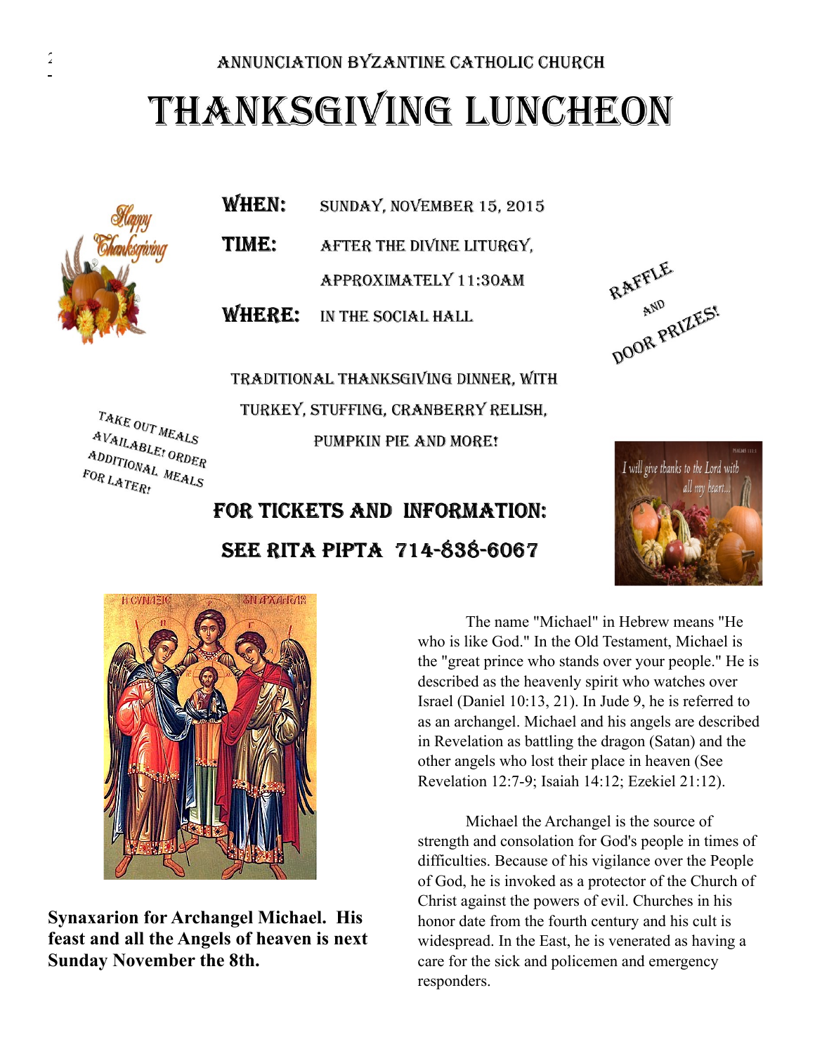Annunciation Byzantine Catholic Church

# Thanksgiving Luncheon

**When:** Sunday, November 15, 2015

**Time:** After the Divine Liturgy, approximately 11:30am

**Where:** In the Social Hall

Raffle and Door Prizes!

Traditional Thanksgiving dinner, with turkey, stuffing, cranberry relish, pumpkin pie and more!

Take out meals available! Order additional meals for later!

## For tickets and information:

## See Rita Pipta 714-838-6067

**Synaxarion for Archangel Michael. His feast and all the Angels of heaven is next Sunday November the 8th.**

The name "Michael" in Hebrew means "He who is like God." In the Old Testament, Michael is the "great prince who stands over your people." He is described as the heavenly spirit who watches over Israel (Daniel 10:13, 21). In Jude 9, he is referred to as an archangel. Michael and his angels are described in Revelation as battling the dragon (Satan) and the other angels who lost their place in heaven (See Revelation 12:7-9; Isaiah 14:12; Ezekiel 21:12).

Michael the Archangel is the source of strength and consolation for God's people in times of difficulties. Because of his vigilance over the People of God, he is invoked as a protector of the Church of Christ against the powers of evil. Churches in his honor date from the fourth century and his cult is widespread. In the East, he is venerated as having a care for the sick and policemen and emergency responders.